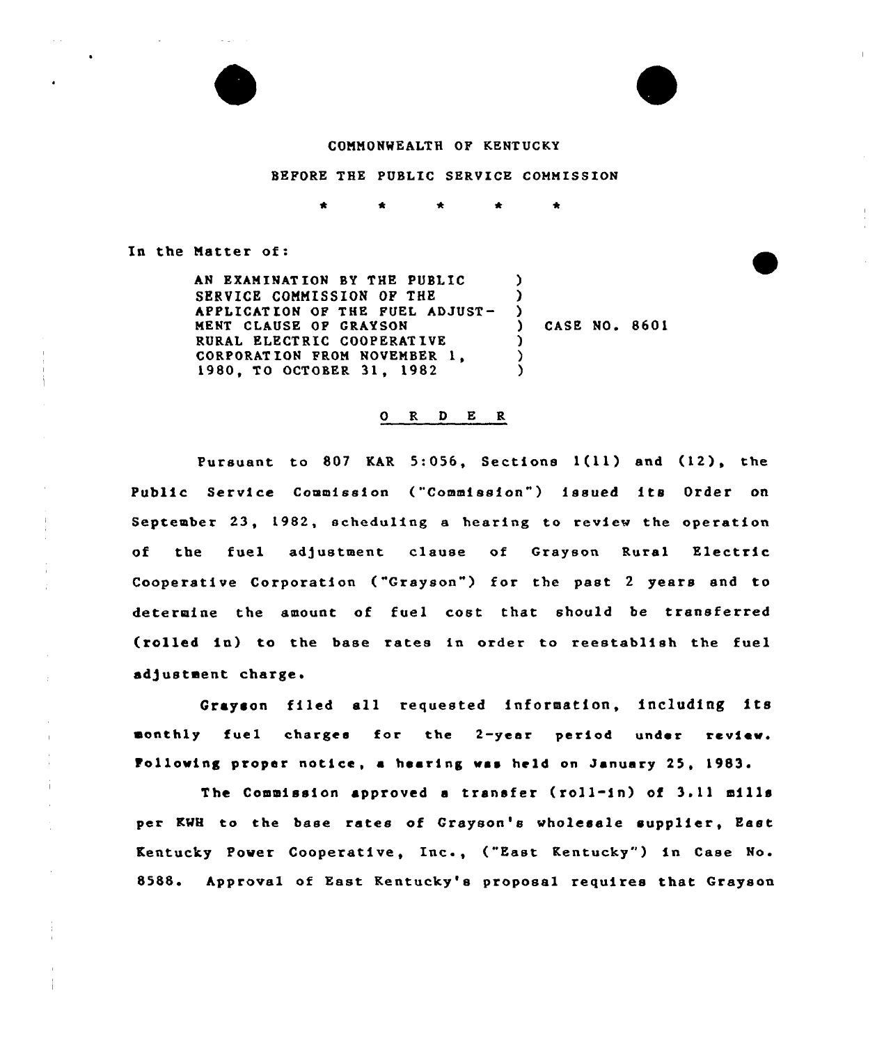COMMONWEALTH OF KENTUCKY

BEFORE THE PUBLIC SERVICE COMMISSION

\* \* \* \* \*

In the Matter of:

AN EXAMINATION BY THE PUBLIC SERVICE COMMISSION OF THE APPLICATION OF THE FUEL ADJUSTMENT CLAUSE OF GRAYSON RURAL ELECTRIC COOPERATIVE CORPORATION FROM NOVEMBER 1, 1980, TO OCTOBER 31, 1982 ) CASE NO. 8601

## O R D E R

Pursuant to 807 KAR 5:056, Sections 1(11) and (12), the Public Service Commission ("Commission") issued its Order on September 23, 1982, scheduling a hearing to review the operation of the fuel adjustment clause of Grayson Rural Electric Cooperative Corporation ("Grayson") for the past 2 years and to determine the amount of fuel cost that should be transferred (rolled in) to the base rates in order to reestablish the fuel adjustment charge.

Grayson filed all requested information, including its monthly fuel charges for the 2-year period under review. Following proper notice, a hearing was held on January 25, 1983.

The Commission approved a transfer (roll-in) of 3.11 mills per KWH to the base rates of Grayson's wholesale supplier, East Kentucky Power Cooperative, Inc., ("East Kentucky") in Case No. 8588. Approval of East Kentucky's proposal requires that Grayson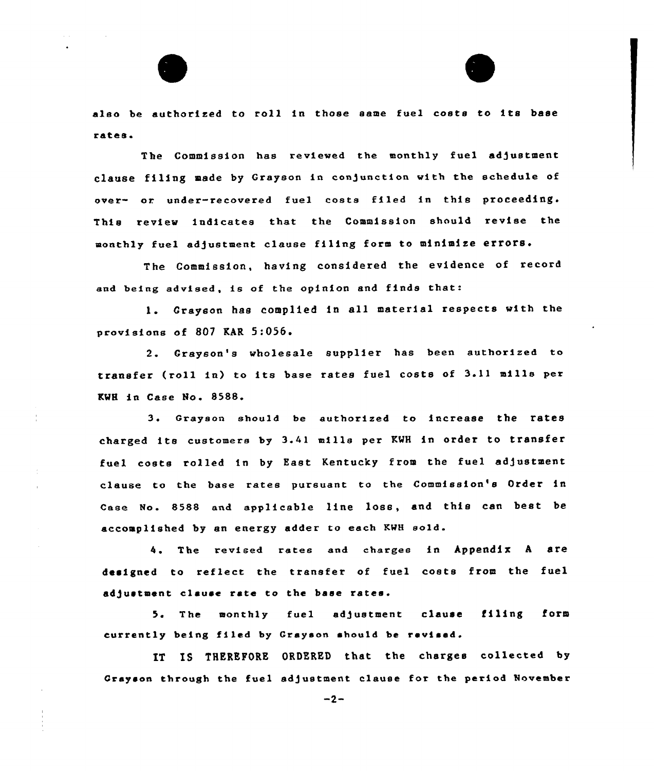also be authorized to roll in those same fuel costs to its base rates.

The Commission has reviewed the monthly fuel adjustment clause filing made by Grayson in conjunction with the schedule of over- or under-recovered fuel costs filed in this proceeding. This review indicates that the Commission should revise the monthly fuel adjustment clause filing form to minimize errors.

The Commission, having considered the evidence of record and being advised, is of the opinion and finds that:

1. Grayson has complied in all material respects with the provisions of 807 KAR 5:056.

2. Grayson's wholesale supplier has been authorized to transfer (roll in) to its base rates fuel costs of 3.11 mills per KWH in Case No. 8588.

3. Grayson should be authorized to increase the rates charged its customers by 3.41 mills per KWH in order to transfer fuel costs rolled in by East Kentucky from the fuel adjustment clause to the base rates pursuant to the Commission's Order in Case No. 8588 and applicable line loss, and this can best be accomplished by an energy adder to each KWH sold.

4. The revised rates and charges in Appendix A are designed to reflect the transfer of fuel costs from the fuel adjustment clause rate to the base rates.

5. The monthly fuel adjustment clause filing form currently being filed by Grayson should be revised.

IT IS THEREFORE ORDERED that the charges collected by Grayson through the fuel adjustment clause for the period November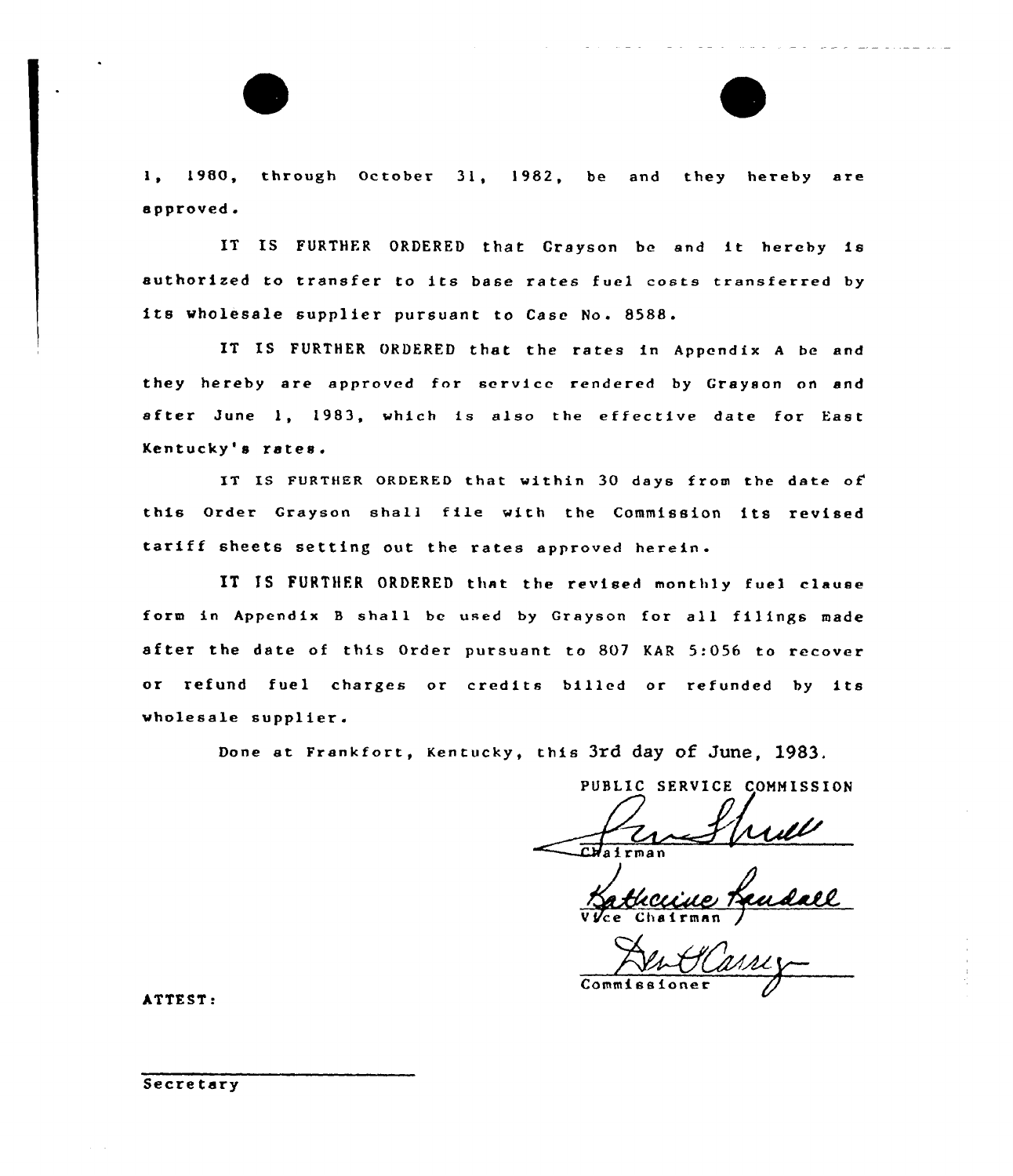1, 1980, through October 31, 1982, be and they hereby are approved.

IT IS FURTHER ORDERED that Grayson be and it hereby is authorized to transfer to its base rates fuel costs transferred by its wholesale supplier pursuant to Case No. 8588.

IT IS FURTHER ORDERED that the rates in Appendix A be and they hereby are approved for service rendered by Grayson on and after June 1, 1983, which is also the effective date for East Kentucky's rates.

IT IS FURTHER ORDERED that within 30 days from the date of this Order Grayson shall file with the Commission its revised tariff sheets setting out the rates approved herein.

IT IS FURTHER ORDERED that the revised monthly fuel clause form in Appendix B shall be used by Grayson for all filings made after the date of this Order pursuant to 807 KAR 5:056 to recover or refund fuel charges or credits billed or refunded by its wholesale supplier.

Done at Frankfort, Kentucky, this 3rd day of June, 1983.

PUBLIC SERVICE COMMISSION

Chairman

Vice Chairman

Commissioner

ATTEST:

Secretary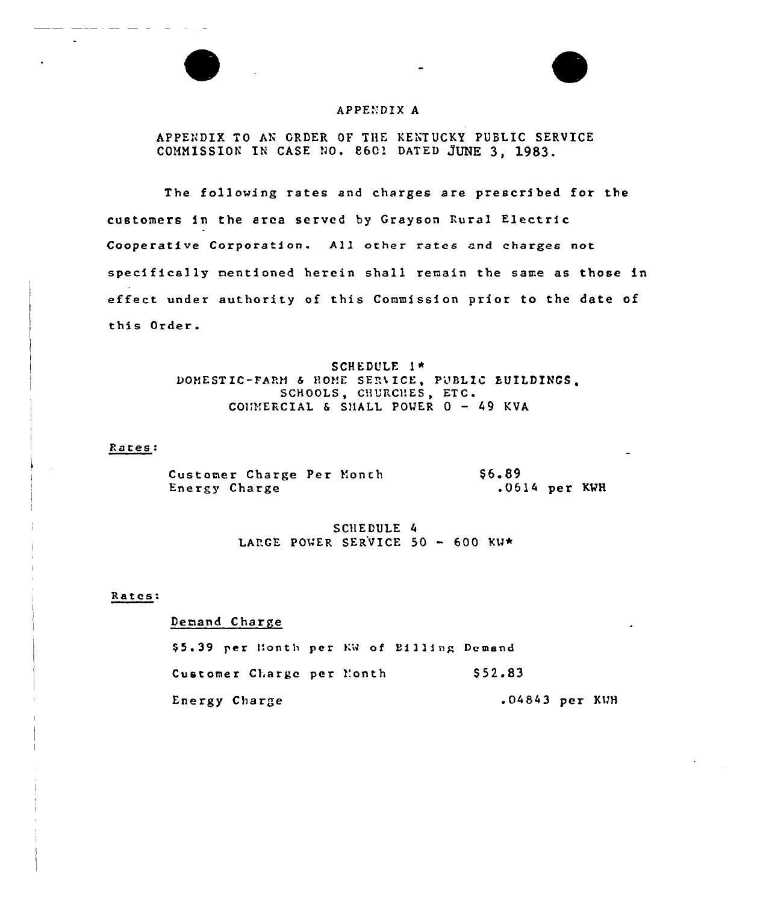# APPENDIX A

APPENDIX TO AN ORDER OF THE KENTUCKY PUBLIC SERVICE COMMISSION IN CASE NO. 8601 DATED JUNE 3, 1983.

The following rates and charges are prescribed for the customers in the area served by Grayson Rural Electric Cooperative Corporation. All other rates and charges not specifically mentioned herein shall remain the same as those in effect under authority of this Commission prior to the date of this Order.

## SCHEDULE 1*
## DOMESTIC-FARM & HOME SERVICE, PUBLIC BUILDINGS, SCHOOLS, CHURCHES, ETC.
## COMMERCIAL & SMALL POWER 0 - 49 KVA

Rates:

| | |
|---|---|
| Customer Charge Per Month | $6.89 |
| Energy Charge | .0614 per KWH |

## SCHEDULE 4
## LARGE POWER SERVICE 50 - 600 KW*

Rates:

Demand Charge

$5.39 per Month per KW of Billing Demand

| | |
|---|---|
| Customer Charge per Month | $52.83 |
| Energy Charge | .04843 per KWH |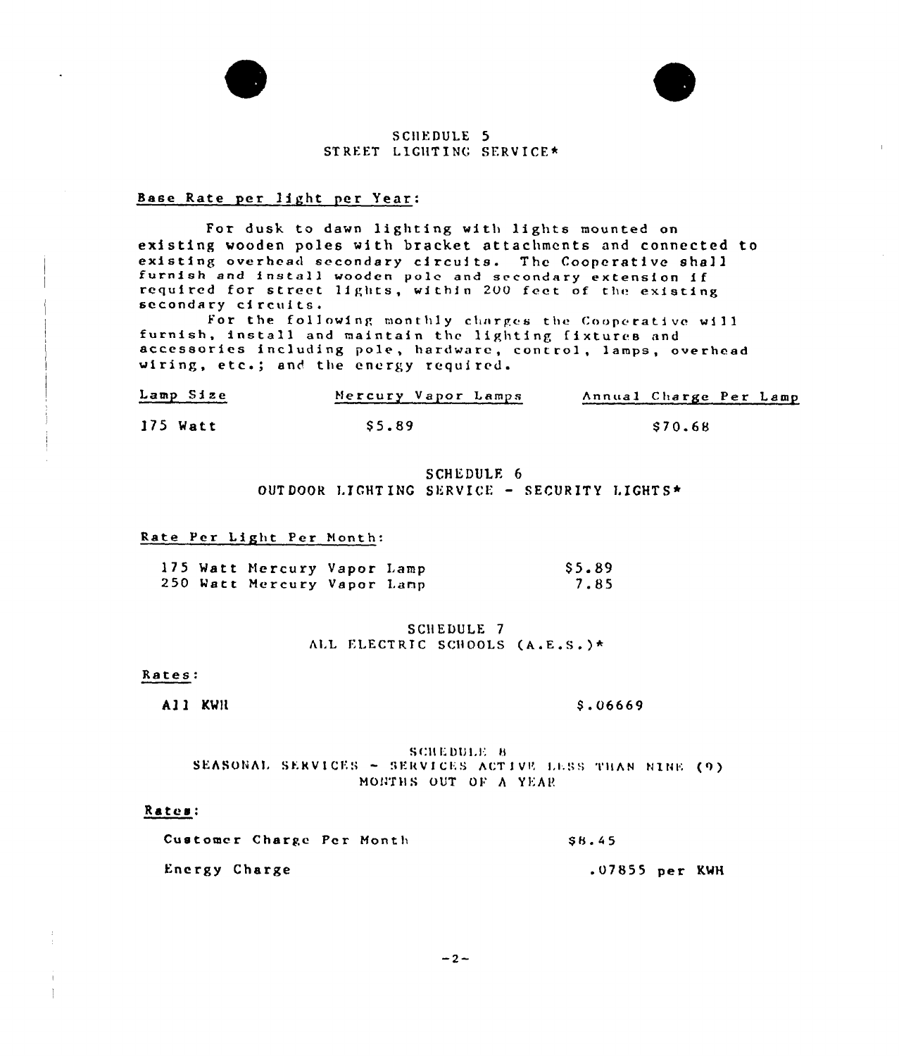## SCHEDULE 5
## STREET LIGHTING SERVICE*

Base Rate per light per Year:

For dusk to dawn lighting with lights mounted on existing wooden poles with bracket attachments and connected to existing overhead secondary circuits. The Cooperative shall furnish and install wooden pole and secondary extension if required for street lights, within 200 feet of the existing secondary circuits.

For the following monthly charges the Cooperative will furnish, install and maintain the lighting fixtures and accessories including pole, hardware, control, lamps, overhead wiring, etc.; and the energy required.

| Lamp Size | Mercury Vapor Lamps | Annual Charge Per Lamp |
|---|---|---|
| 175 Watt | $5.89 | $70.68 |

## SCHEDULE 6
## OUTDOOR LIGHTING SERVICE - SECURITY LIGHTS*

Rate Per Light Per Month:

| | |
|---|---|
| 175 Watt Mercury Vapor Lamp | $5.89 |
| 250 Watt Mercury Vapor Lamp | 7.85 |

## SCHEDULE 7
## ALL ELECTRIC SCHOOLS (A.E.S.)*

Rates:

| | |
|---|---|
| All KWH | $.06669 |

## SCHEDULE 8
## SEASONAL SERVICES - SERVICES ACTIVE LESS THAN NINE (9) MONTHS OUT OF A YEAR

Rates:

| | |
|---|---|
| Customer Charge Per Month | $8.45 |
| Energy Charge | .07855 per KWH |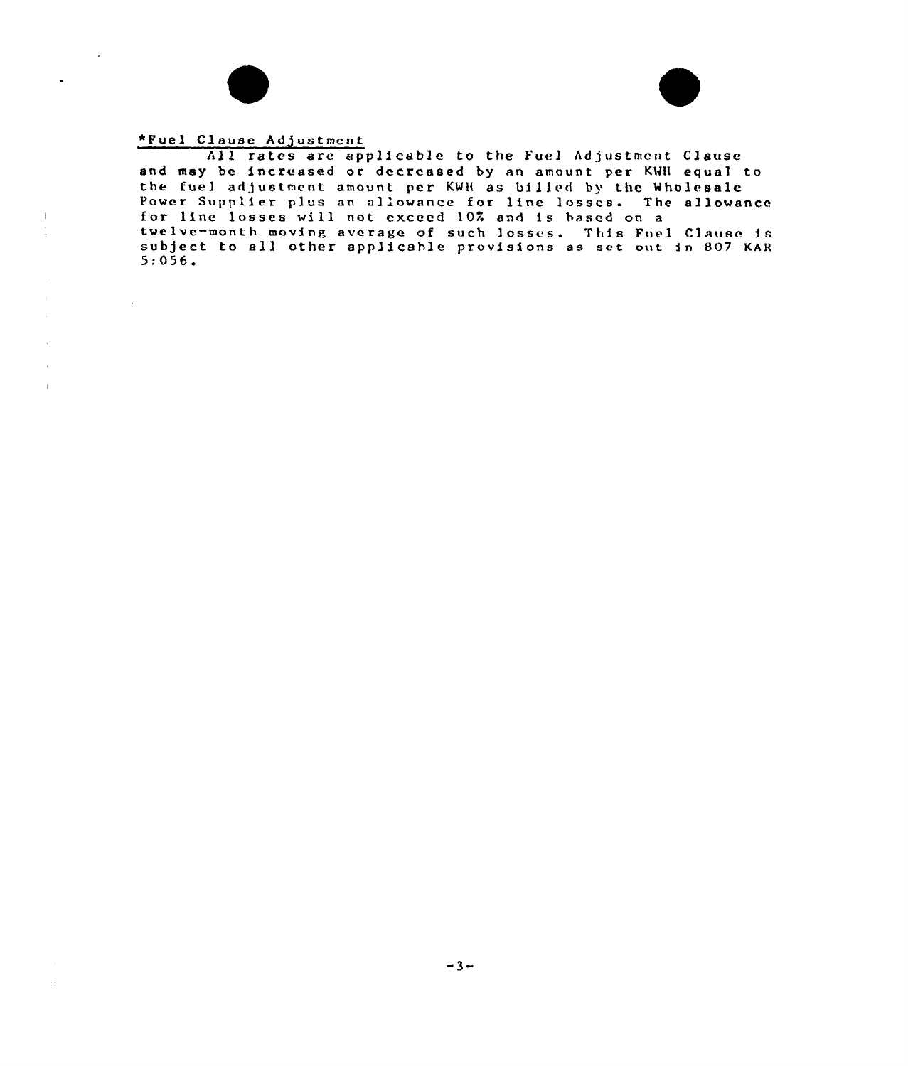<u>*Fuel Clause Adjustment</u>

All rates are applicable to the Fuel Adjustment Clause and may be increased or decreased by an amount per KWH equal to the fuel adjustment amount per KWH as billed by the Wholesale Power Supplier plus an allowance for line losses. The allowance for line losses will not exceed 10% and is based on a twelve-month moving average of such losses. This Fuel Clause is subject to all other applicable provisions as set out in 807 KAR 5:056.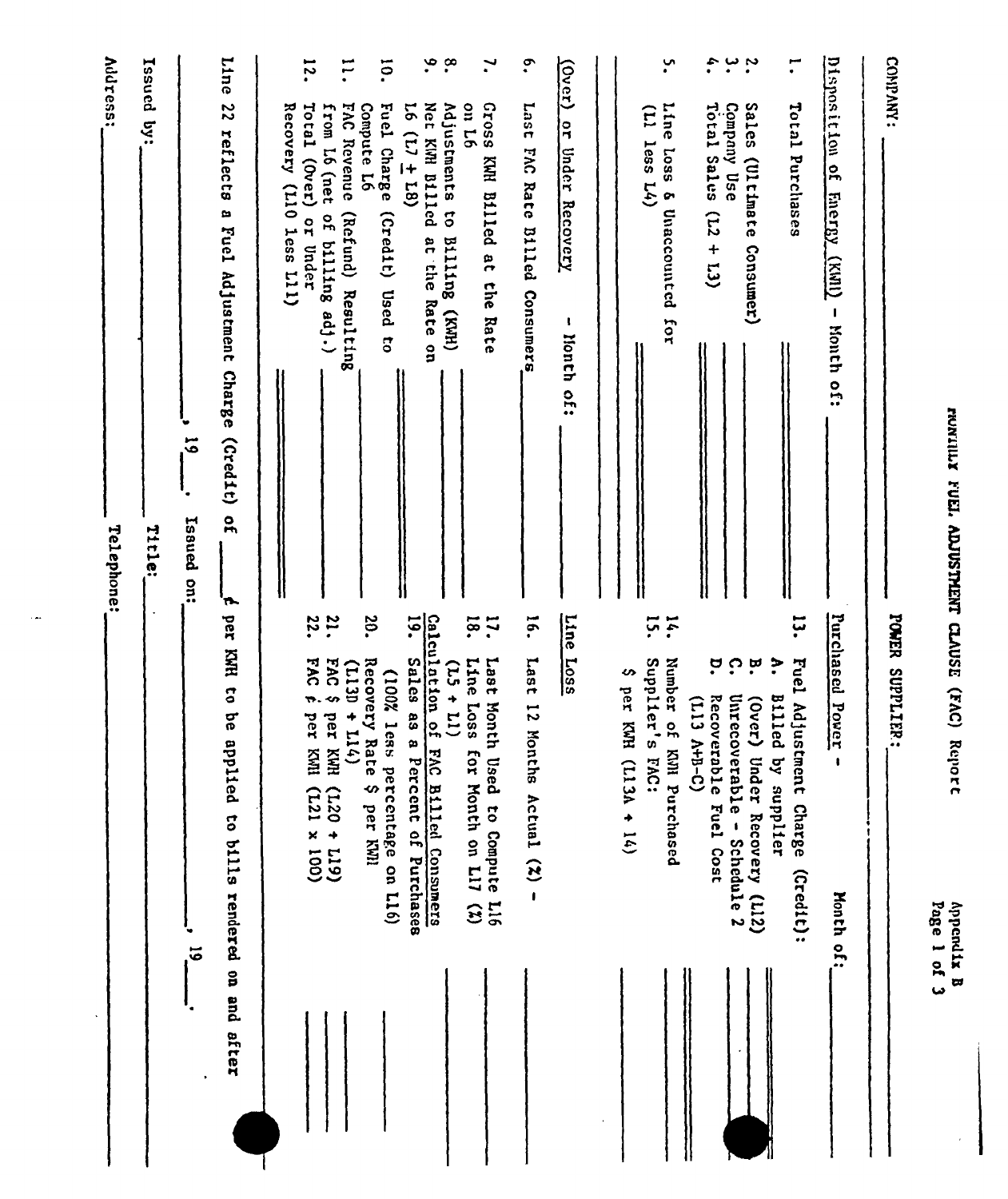# MONTHLY FUEL ADJUSTMENT CLAUSE (FAC) Report

Appendix B

COMPANY: ______________________ POWER SUPPLIER: ______________________

## Disposition of Energy (KWH) - Month of: ________

1. Total Purchases ________
2. Sales (Ultimate Consumer) ________
3. Company Use ________
4. Total Sales (L2 + L3) ________
5. Line Loss & Unaccounted for (L1 less L4) ________

## (Over) or Under Recovery - Month of: ________

6. Last FAC Rate Billed Consumers ________
7. Gross KWH Billed at the Rate on L6 ________
8. Adjustments to Billing (KWH) ________
9. Net KWH Billed at the Rate on L6 (L7 ± L8) ________
10. Fuel Charge (Credit) Used to Compute L6 ________
11. FAC Revenue (Refund) Resulting from L6 (net of billing adj.) ________
12. Total (Over) or Under Recovery (L10 less L11) ________

## Purchased Power - Month of: ________

13. Fuel Adjustment Charge (Credit):
    - A. Billed by supplier ________
    - B. (Over) Under Recovery (L12) ________
    - C. Unrecoverable - Schedule 2 ________
    - D. Recoverable Fuel Cost (L13 A+B-C) ________
14. Number of KWH Purchased ________
15. Supplier's FAC: $ per KWH (L13A ÷ 14) ________

## Line Loss

16. Last 12 Months Actual (%) - ________
17. Last Month Used to Compute L16 ________
18. Line Loss for Month on L17 (%) (L5 ÷ L1) ________

## Calculation of FAC Billed Consumers

19. Sales as a Percent of Purchases (100% less percentage on L16) ________
20. Recovery Rate $ per KWH (L13D ÷ L14) ________
21. FAC $ per KWH (L20 ÷ L19) ________
22. FAC ¢ per KWH (L21 x 100) ________

Line 22 reflects a Fuel Adjustment Charge (Credit) of ______ ¢ per KWH to be applied to bills rendered on and after ______________, 19___.

______________, 19___. Issued on: ______________, 19___.

Issued by: ______________________ Title: ______________________

Address: ______________________ Telephone: ______________________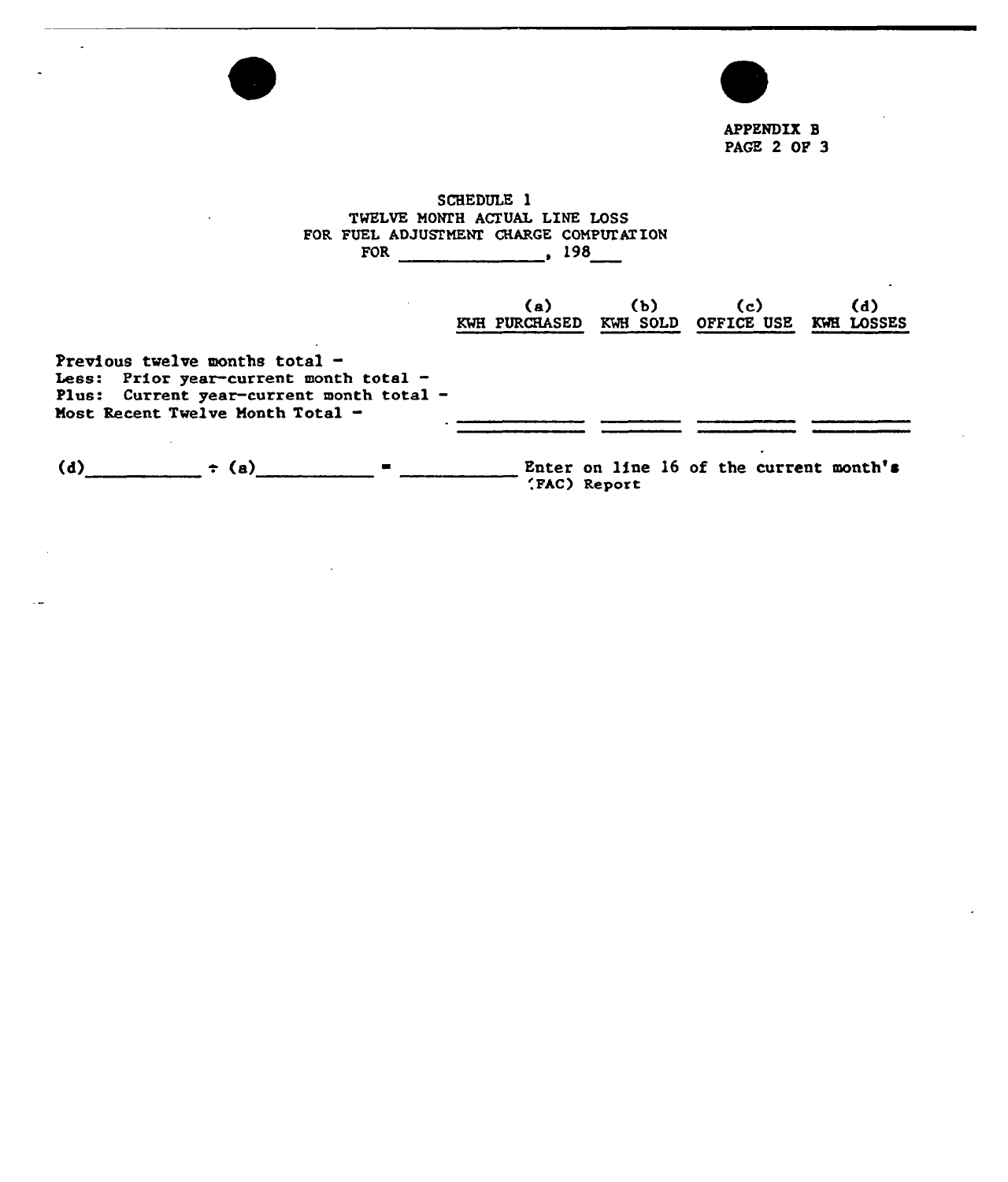APPENDIX B
PAGE 2 OF 3

# SCHEDULE 1
## TWELVE MONTH ACTUAL LINE LOSS
## FOR FUEL ADJUSTMENT CHARGE COMPUTATION
## FOR _______________, 198___

| | (a) KWH PURCHASED | (b) KWH SOLD | (c) OFFICE USE | (d) KWH LOSSES |
|---|---|---|---|---|
| Previous twelve months total - | | | | |
| Less: Prior year-current month total - | | | | |
| Plus: Current year-current month total - | | | | |
| Most Recent Twelve Month Total - | | | | |

(d)__________ ÷ (a)__________ = __________ Enter on line 16 of the current month's (FAC) Report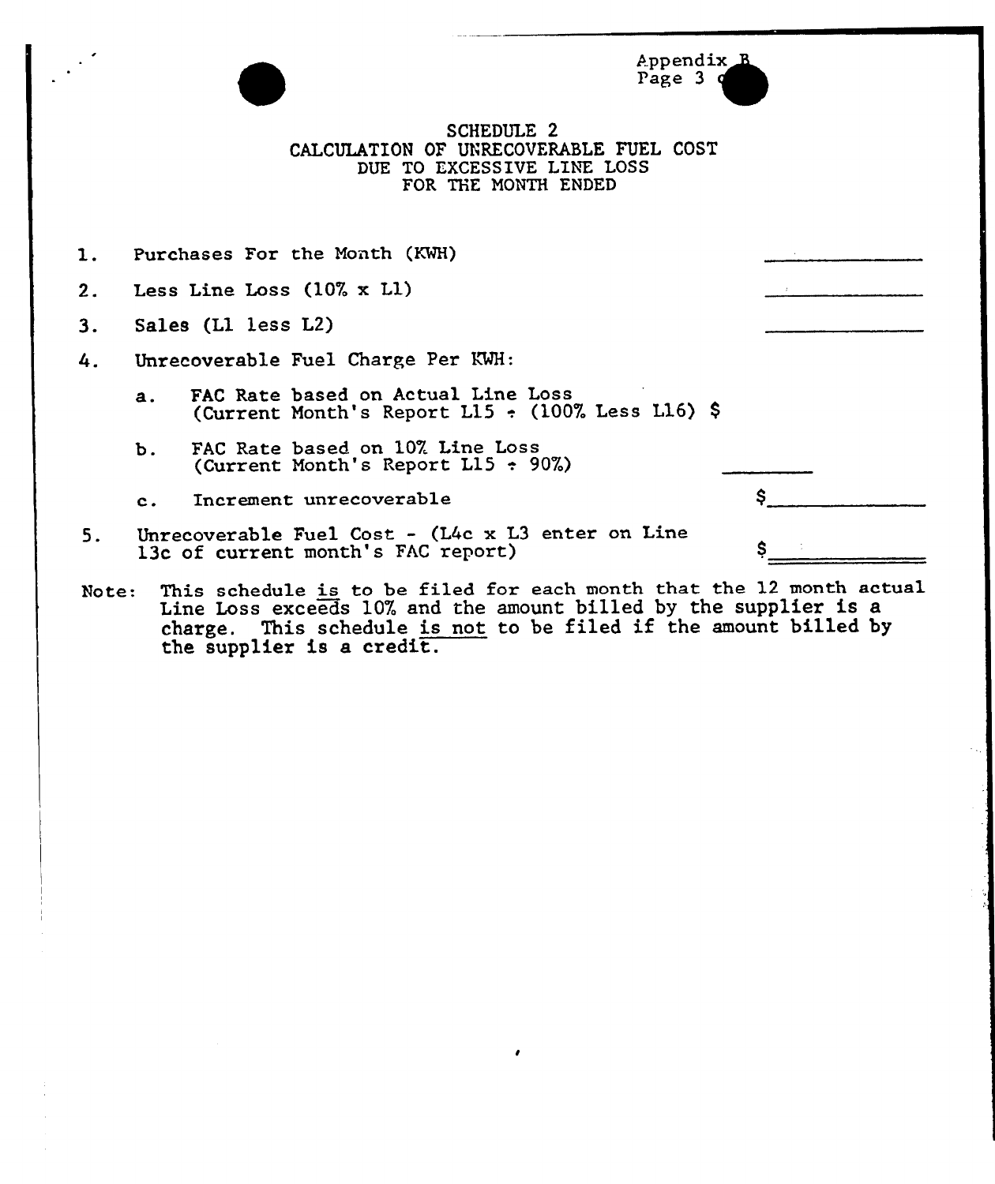Appendix B
Page 3 o

## SCHEDULE 2
## CALCULATION OF UNRECOVERABLE FUEL COST
## DUE TO EXCESSIVE LINE LOSS
## FOR THE MONTH ENDED

1. Purchases For the Month (KWH) \_\_\_\_\_\_\_\_\_\_
2. Less Line Loss (10% x L1) \_\_\_\_\_\_\_\_\_\_
3. Sales (L1 less L2) \_\_\_\_\_\_\_\_\_\_
4. Unrecoverable Fuel Charge Per KWH:
   - a. FAC Rate based on Actual Line Loss (Current Month's Report L15 ÷ (100% Less L16) $
   - b. FAC Rate based on 10% Line Loss (Current Month's Report L15 ÷ 90%) \_\_\_\_\_\_\_\_\_\_
   - c. Increment unrecoverable $\_\_\_\_\_\_\_\_\_\_
5. Unrecoverable Fuel Cost - (L4c x L3 enter on Line 13c of current month's FAC report) $\_\_\_\_\_\_\_\_\_\_

Note: This schedule is to be filed for each month that the 12 month actual Line Loss exceeds 10% and the amount billed by the supplier is a charge. This schedule is not to be filed if the amount billed by the supplier is a credit.